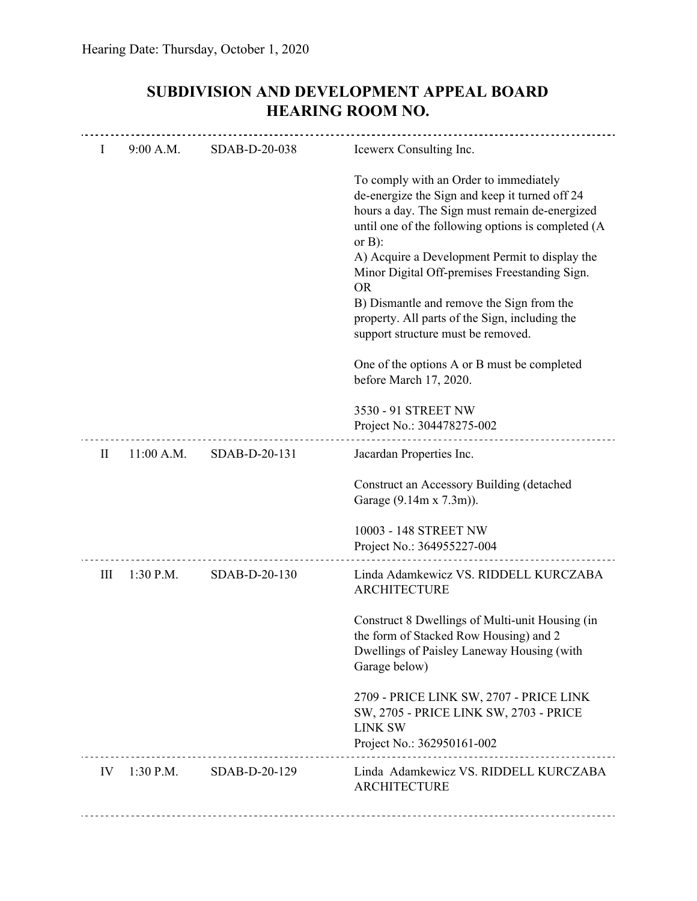Hearing Date: Thursday, October 1, 2020

# SUBDIVISION AND DEVELOPMENT APPEAL BOARD
# HEARING ROOM NO.

---

| | | | |
|---|---|---|---|
| I | 9:00 A.M. | SDAB-D-20-038 | Icewerx Consulting Inc.<br><br>To comply with an Order to immediately de-energize the Sign and keep it turned off 24 hours a day. The Sign must remain de-energized until one of the following options is completed (A or B):<br>A) Acquire a Development Permit to display the Minor Digital Off-premises Freestanding Sign.<br>OR<br>B) Dismantle and remove the Sign from the property. All parts of the Sign, including the support structure must be removed.<br><br>One of the options A or B must be completed before March 17, 2020.<br><br>3530 - 91 STREET NW<br>Project No.: 304478275-002 |
| II | 11:00 A.M. | SDAB-D-20-131 | Jacardan Properties Inc.<br><br>Construct an Accessory Building (detached Garage (9.14m x 7.3m)).<br><br>10003 - 148 STREET NW<br>Project No.: 364955227-004 |
| III | 1:30 P.M. | SDAB-D-20-130 | Linda Adamkewicz VS. RIDDELL KURCZABA ARCHITECTURE<br><br>Construct 8 Dwellings of Multi-unit Housing (in the form of Stacked Row Housing) and 2 Dwellings of Paisley Laneway Housing (with Garage below)<br><br>2709 - PRICE LINK SW, 2707 - PRICE LINK SW, 2705 - PRICE LINK SW, 2703 - PRICE LINK SW<br>Project No.: 362950161-002 |
| IV | 1:30 P.M. | SDAB-D-20-129 | Linda Adamkewicz VS. RIDDELL KURCZABA ARCHITECTURE |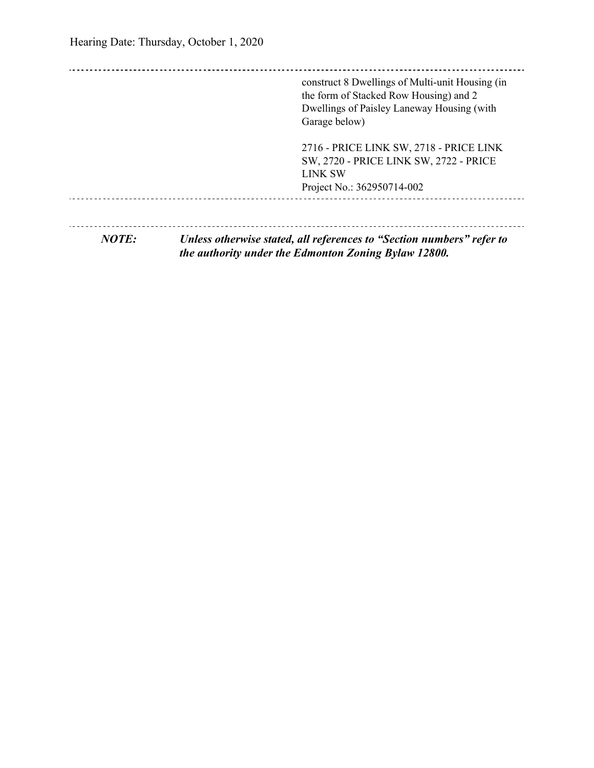Hearing Date: Thursday, October 1, 2020

construct 8 Dwellings of Multi-unit Housing (in the form of Stacked Row Housing) and 2 Dwellings of Paisley Laneway Housing (with Garage below)

2716 - PRICE LINK SW, 2718 - PRICE LINK SW, 2720 - PRICE LINK SW, 2722 - PRICE LINK SW
Project No.: 362950714-002

***NOTE:*** ***Unless otherwise stated, all references to "Section numbers" refer to the authority under the Edmonton Zoning Bylaw 12800.***